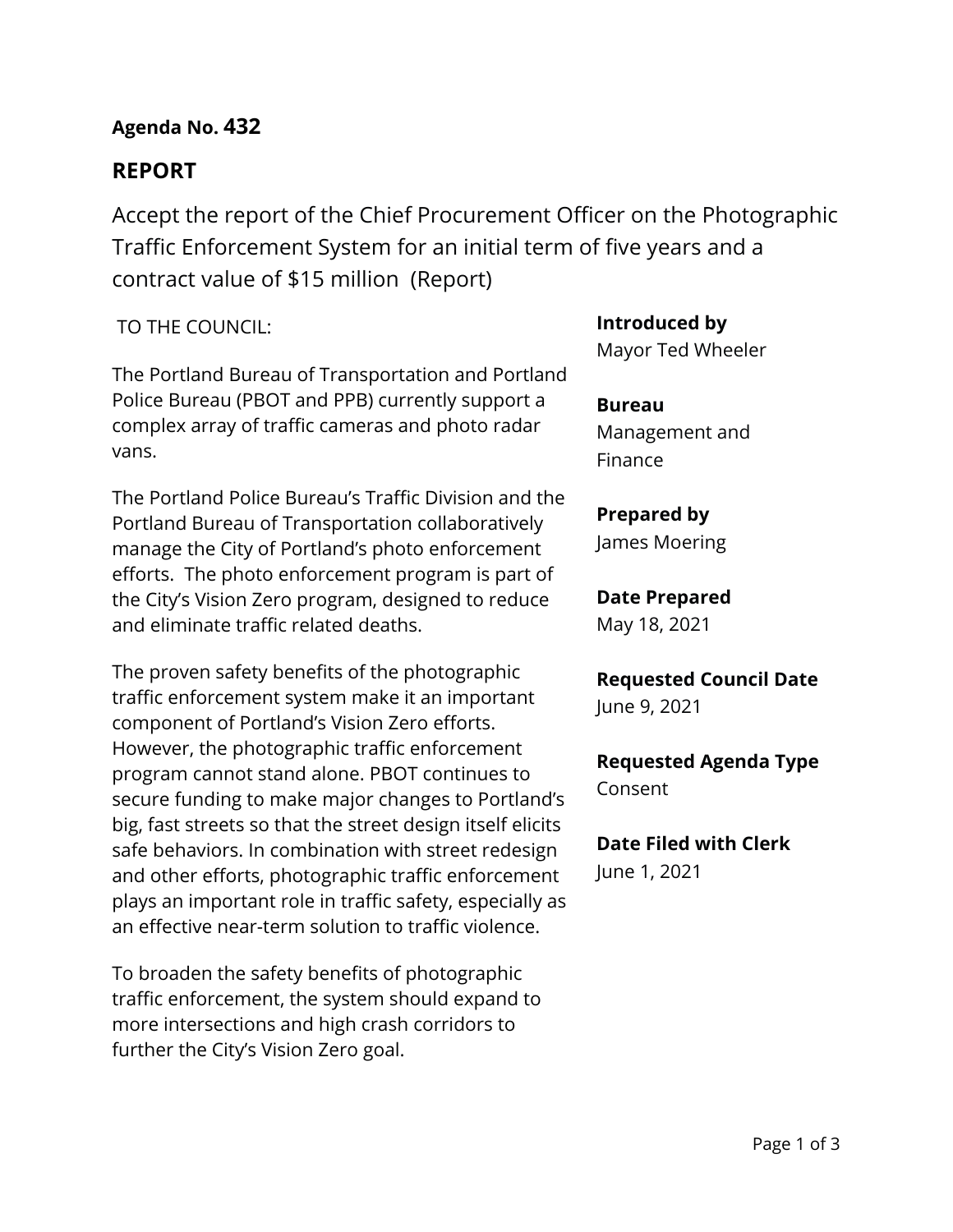**Agenda No. 432**

## REPORT

# Accept the report of the Chief Procurement Officer on the Photographic Traffic Enforcement System for an initial term of five years and a contract value of $15 million (Report)

TO THE COUNCIL:

The Portland Bureau of Transportation and Portland Police Bureau (PBOT and PPB) currently support a complex array of traffic cameras and photo radar vans.

The Portland Police Bureau's Traffic Division and the Portland Bureau of Transportation collaboratively manage the City of Portland's photo enforcement efforts. The photo enforcement program is part of the City's Vision Zero program, designed to reduce and eliminate traffic related deaths.

The proven safety benefits of the photographic traffic enforcement system make it an important component of Portland's Vision Zero efforts. However, the photographic traffic enforcement program cannot stand alone. PBOT continues to secure funding to make major changes to Portland's big, fast streets so that the street design itself elicits safe behaviors. In combination with street redesign and other efforts, photographic traffic enforcement plays an important role in traffic safety, especially as an effective near-term solution to traffic violence.

To broaden the safety benefits of photographic traffic enforcement, the system should expand to more intersections and high crash corridors to further the City's Vision Zero goal.

**Introduced by**
Mayor Ted Wheeler

**Bureau**
Management and Finance

**Prepared by**
James Moering

**Date Prepared**
May 18, 2021

**Requested Council Date**
June 9, 2021

**Requested Agenda Type**
Consent

**Date Filed with Clerk**
June 1, 2021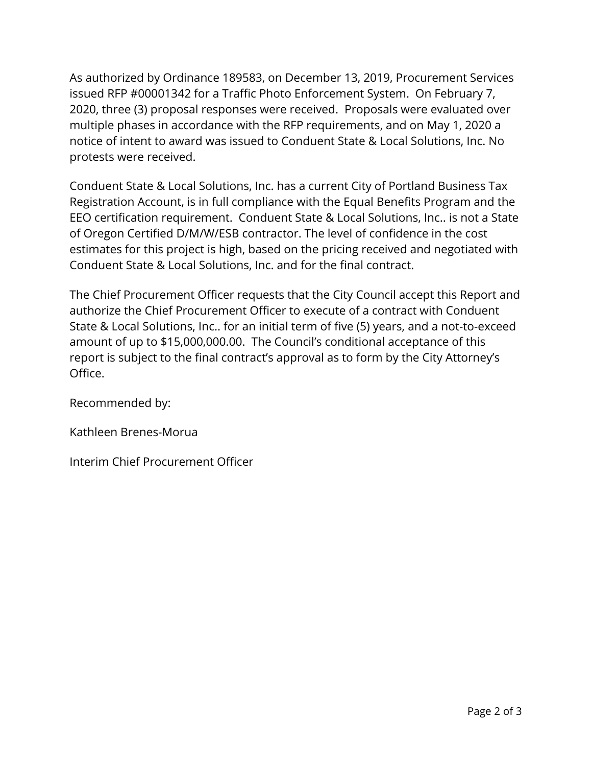As authorized by Ordinance 189583, on December 13, 2019, Procurement Services issued RFP #00001342 for a Traffic Photo Enforcement System. On February 7, 2020, three (3) proposal responses were received. Proposals were evaluated over multiple phases in accordance with the RFP requirements, and on May 1, 2020 a notice of intent to award was issued to Conduent State & Local Solutions, Inc. No protests were received.

Conduent State & Local Solutions, Inc. has a current City of Portland Business Tax Registration Account, is in full compliance with the Equal Benefits Program and the EEO certification requirement. Conduent State & Local Solutions, Inc.. is not a State of Oregon Certified D/M/W/ESB contractor. The level of confidence in the cost estimates for this project is high, based on the pricing received and negotiated with Conduent State & Local Solutions, Inc. and for the final contract.

The Chief Procurement Officer requests that the City Council accept this Report and authorize the Chief Procurement Officer to execute of a contract with Conduent State & Local Solutions, Inc.. for an initial term of five (5) years, and a not-to-exceed amount of up to $15,000,000.00. The Council's conditional acceptance of this report is subject to the final contract's approval as to form by the City Attorney's Office.

Recommended by:

Kathleen Brenes-Morua

Interim Chief Procurement Officer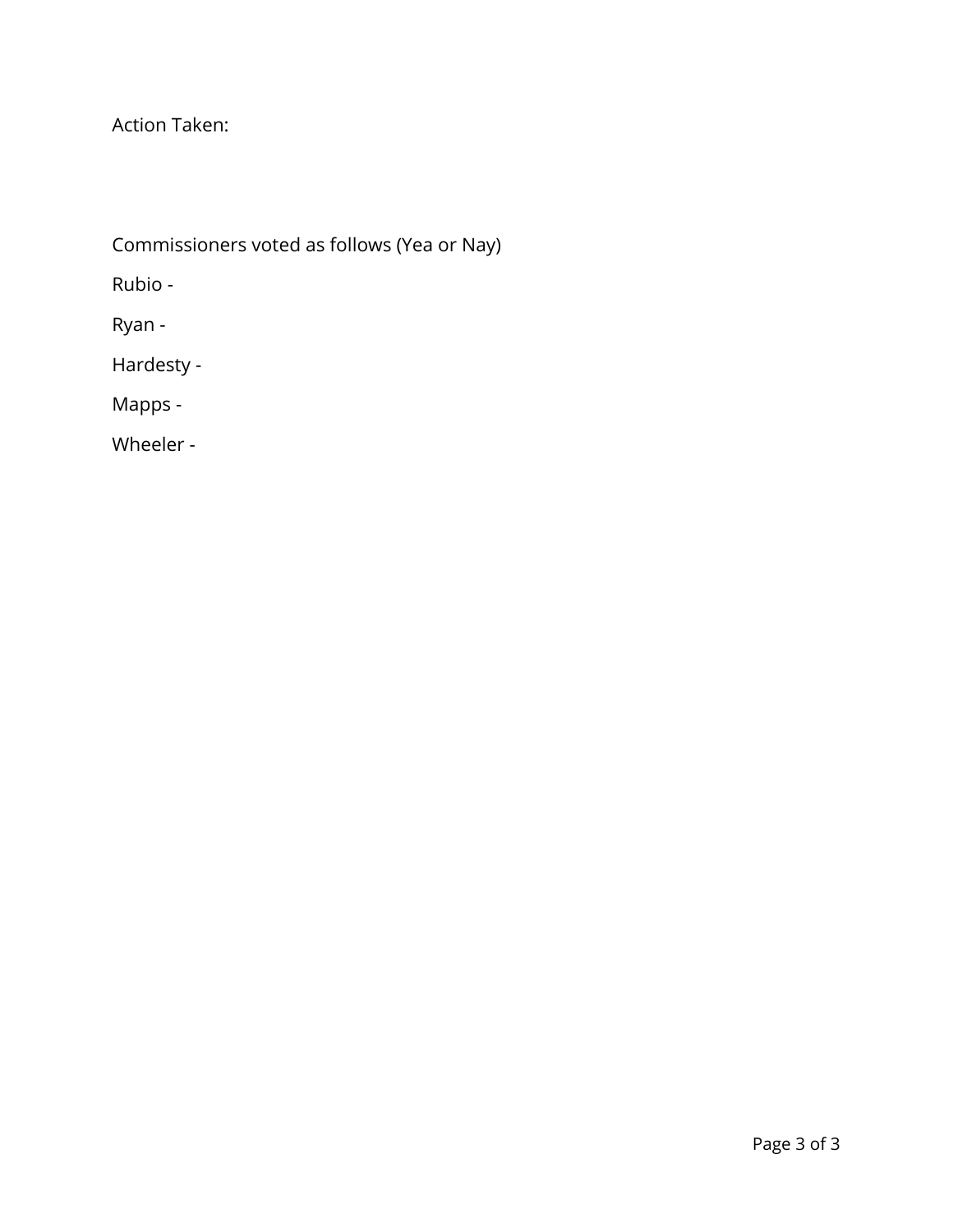Action Taken:

Commissioners voted as follows (Yea or Nay)

Rubio -

Ryan -

Hardesty -

Mapps -

Wheeler -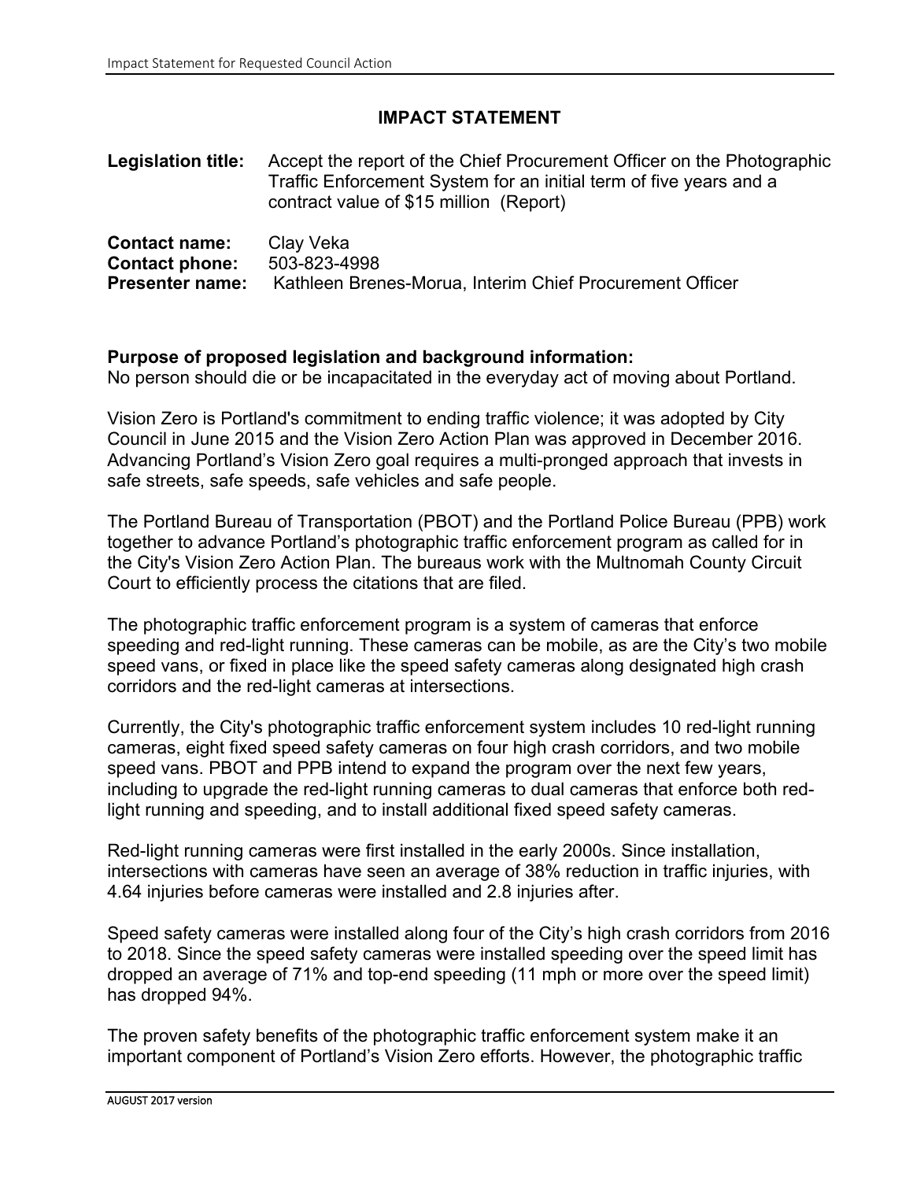## IMPACT STATEMENT

**Legislation title:** Accept the report of the Chief Procurement Officer on the Photographic Traffic Enforcement System for an initial term of five years and a contract value of $15 million (Report)

**Contact name:** Clay Veka
**Contact phone:** 503-823-4998
**Presenter name:** Kathleen Brenes-Morua, Interim Chief Procurement Officer

**Purpose of proposed legislation and background information:**
No person should die or be incapacitated in the everyday act of moving about Portland.

Vision Zero is Portland's commitment to ending traffic violence; it was adopted by City Council in June 2015 and the Vision Zero Action Plan was approved in December 2016. Advancing Portland's Vision Zero goal requires a multi-pronged approach that invests in safe streets, safe speeds, safe vehicles and safe people.

The Portland Bureau of Transportation (PBOT) and the Portland Police Bureau (PPB) work together to advance Portland's photographic traffic enforcement program as called for in the City's Vision Zero Action Plan. The bureaus work with the Multnomah County Circuit Court to efficiently process the citations that are filed.

The photographic traffic enforcement program is a system of cameras that enforce speeding and red-light running. These cameras can be mobile, as are the City's two mobile speed vans, or fixed in place like the speed safety cameras along designated high crash corridors and the red-light cameras at intersections.

Currently, the City's photographic traffic enforcement system includes 10 red-light running cameras, eight fixed speed safety cameras on four high crash corridors, and two mobile speed vans. PBOT and PPB intend to expand the program over the next few years, including to upgrade the red-light running cameras to dual cameras that enforce both red-light running and speeding, and to install additional fixed speed safety cameras.

Red-light running cameras were first installed in the early 2000s. Since installation, intersections with cameras have seen an average of 38% reduction in traffic injuries, with 4.64 injuries before cameras were installed and 2.8 injuries after.

Speed safety cameras were installed along four of the City's high crash corridors from 2016 to 2018. Since the speed safety cameras were installed speeding over the speed limit has dropped an average of 71% and top-end speeding (11 mph or more over the speed limit) has dropped 94%.

The proven safety benefits of the photographic traffic enforcement system make it an important component of Portland's Vision Zero efforts. However, the photographic traffic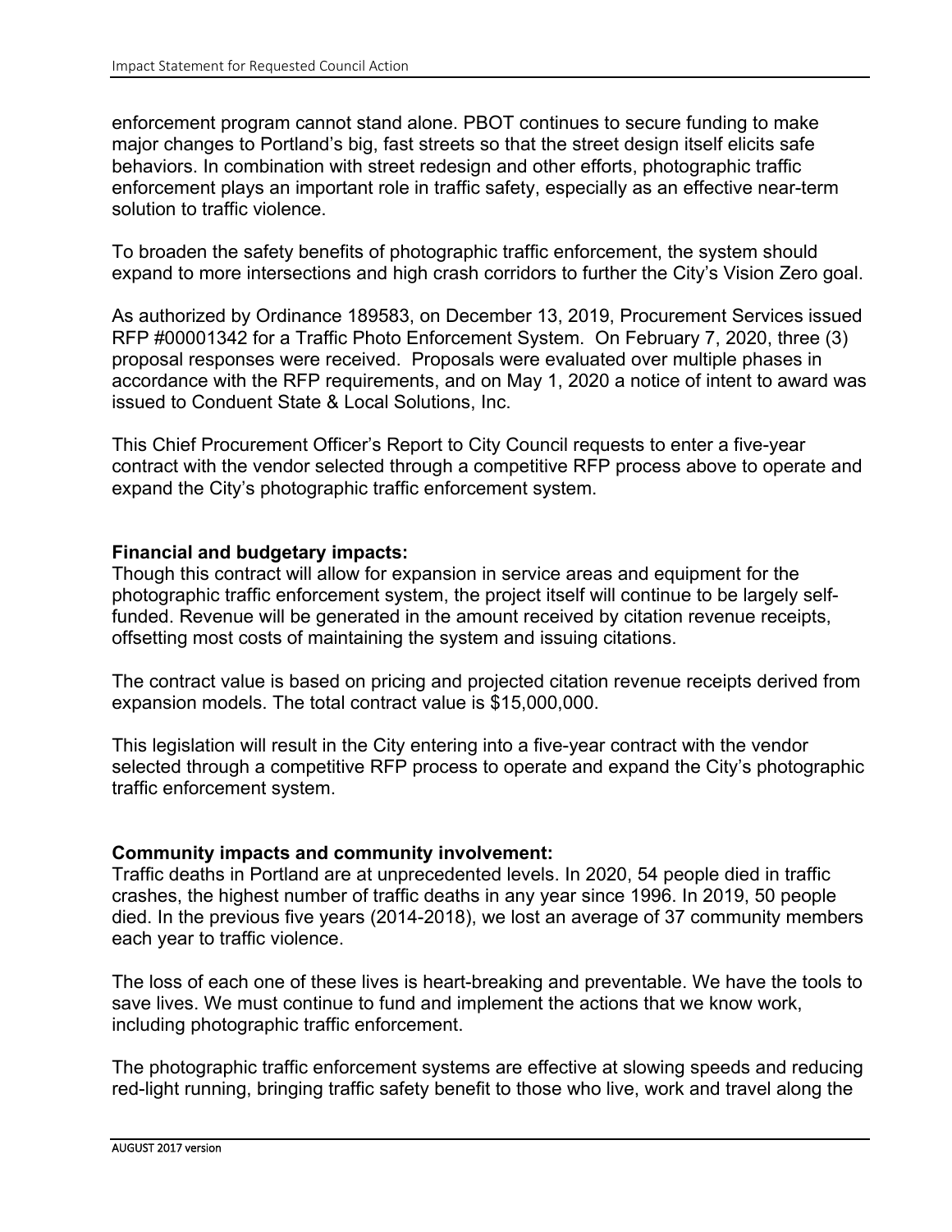enforcement program cannot stand alone. PBOT continues to secure funding to make major changes to Portland's big, fast streets so that the street design itself elicits safe behaviors. In combination with street redesign and other efforts, photographic traffic enforcement plays an important role in traffic safety, especially as an effective near-term solution to traffic violence.

To broaden the safety benefits of photographic traffic enforcement, the system should expand to more intersections and high crash corridors to further the City's Vision Zero goal.

As authorized by Ordinance 189583, on December 13, 2019, Procurement Services issued RFP #00001342 for a Traffic Photo Enforcement System. On February 7, 2020, three (3) proposal responses were received. Proposals were evaluated over multiple phases in accordance with the RFP requirements, and on May 1, 2020 a notice of intent to award was issued to Conduent State & Local Solutions, Inc.

This Chief Procurement Officer's Report to City Council requests to enter a five-year contract with the vendor selected through a competitive RFP process above to operate and expand the City's photographic traffic enforcement system.

**Financial and budgetary impacts:**
Though this contract will allow for expansion in service areas and equipment for the photographic traffic enforcement system, the project itself will continue to be largely self-funded. Revenue will be generated in the amount received by citation revenue receipts, offsetting most costs of maintaining the system and issuing citations.

The contract value is based on pricing and projected citation revenue receipts derived from expansion models. The total contract value is $15,000,000.

This legislation will result in the City entering into a five-year contract with the vendor selected through a competitive RFP process to operate and expand the City's photographic traffic enforcement system.

**Community impacts and community involvement:**
Traffic deaths in Portland are at unprecedented levels. In 2020, 54 people died in traffic crashes, the highest number of traffic deaths in any year since 1996. In 2019, 50 people died. In the previous five years (2014-2018), we lost an average of 37 community members each year to traffic violence.

The loss of each one of these lives is heart-breaking and preventable. We have the tools to save lives. We must continue to fund and implement the actions that we know work, including photographic traffic enforcement.

The photographic traffic enforcement systems are effective at slowing speeds and reducing red-light running, bringing traffic safety benefit to those who live, work and travel along the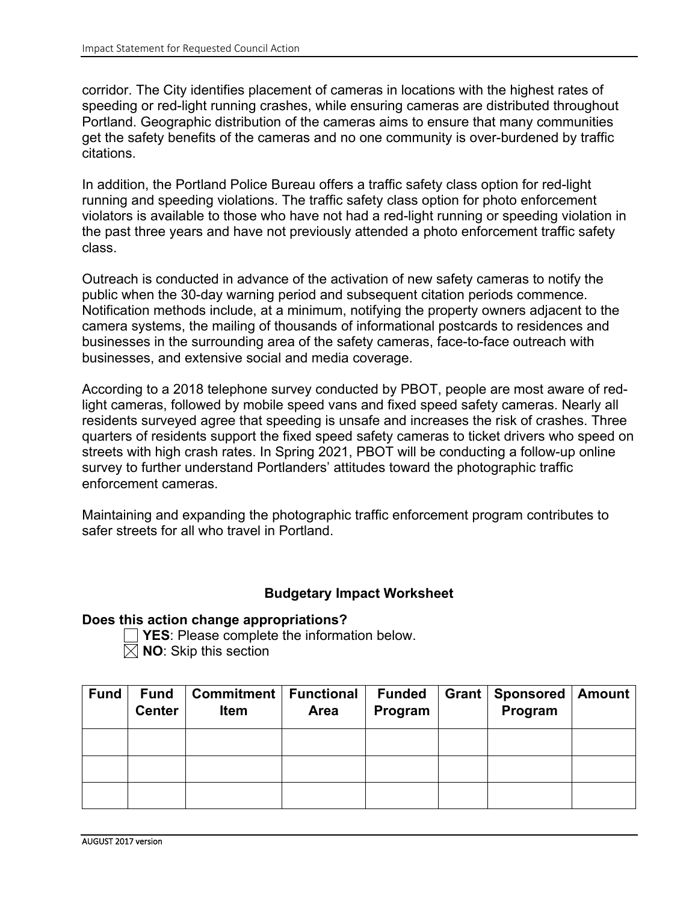corridor. The City identifies placement of cameras in locations with the highest rates of speeding or red-light running crashes, while ensuring cameras are distributed throughout Portland. Geographic distribution of the cameras aims to ensure that many communities get the safety benefits of the cameras and no one community is over-burdened by traffic citations.

In addition, the Portland Police Bureau offers a traffic safety class option for red-light running and speeding violations. The traffic safety class option for photo enforcement violators is available to those who have not had a red-light running or speeding violation in the past three years and have not previously attended a photo enforcement traffic safety class.

Outreach is conducted in advance of the activation of new safety cameras to notify the public when the 30-day warning period and subsequent citation periods commence. Notification methods include, at a minimum, notifying the property owners adjacent to the camera systems, the mailing of thousands of informational postcards to residences and businesses in the surrounding area of the safety cameras, face-to-face outreach with businesses, and extensive social and media coverage.

According to a 2018 telephone survey conducted by PBOT, people are most aware of red-light cameras, followed by mobile speed vans and fixed speed safety cameras. Nearly all residents surveyed agree that speeding is unsafe and increases the risk of crashes. Three quarters of residents support the fixed speed safety cameras to ticket drivers who speed on streets with high crash rates. In Spring 2021, PBOT will be conducting a follow-up online survey to further understand Portlanders' attitudes toward the photographic traffic enforcement cameras.

Maintaining and expanding the photographic traffic enforcement program contributes to safer streets for all who travel in Portland.

## Budgetary Impact Worksheet

**Does this action change appropriations?**

☐ **YES**: Please complete the information below.

☒ **NO**: Skip this section

| Fund | Fund Center | Commitment Item | Functional Area | Funded Program | Grant | Sponsored Program | Amount |
|---|---|---|---|---|---|---|---|
| | | | | | | | |
| | | | | | | | |
| | | | | | | | |